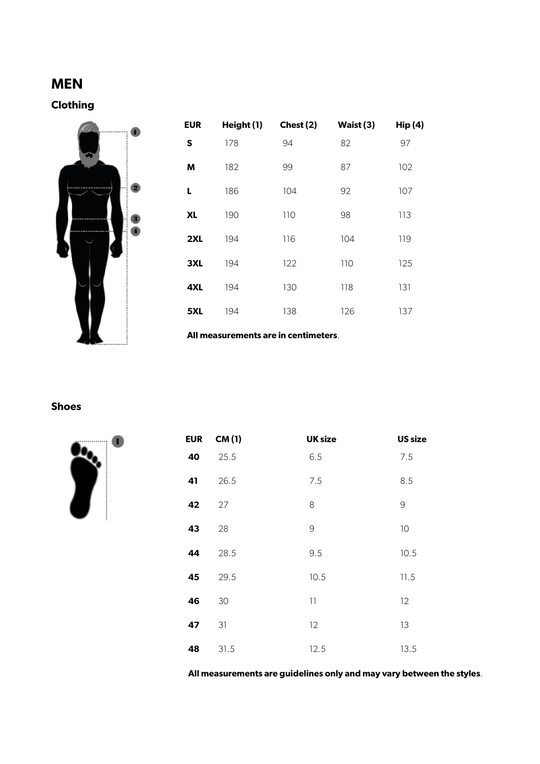# MEN

## Clothing

| EUR | Height (1) | Chest (2) | Waist (3) | Hip (4) |
|---|---|---|---|---|
| **S** | 178 | 94 | 82 | 97 |
| **M** | 182 | 99 | 87 | 102 |
| **L** | 186 | 104 | 92 | 107 |
| **XL** | 190 | 110 | 98 | 113 |
| **2XL** | 194 | 116 | 104 | 119 |
| **3XL** | 194 | 122 | 110 | 125 |
| **4XL** | 194 | 130 | 118 | 131 |
| **5XL** | 194 | 138 | 126 | 137 |

**All measurements are in centimeters**.

## Shoes

| EUR | CM (1) | UK size | US size |
|---|---|---|---|
| **40** | 25.5 | 6.5 | 7.5 |
| **41** | 26.5 | 7.5 | 8.5 |
| **42** | 27 | 8 | 9 |
| **43** | 28 | 9 | 10 |
| **44** | 28.5 | 9.5 | 10.5 |
| **45** | 29.5 | 10.5 | 11.5 |
| **46** | 30 | 11 | 12 |
| **47** | 31 | 12 | 13 |
| **48** | 31.5 | 12.5 | 13.5 |

**All measurements are guidelines only and may vary between the styles**.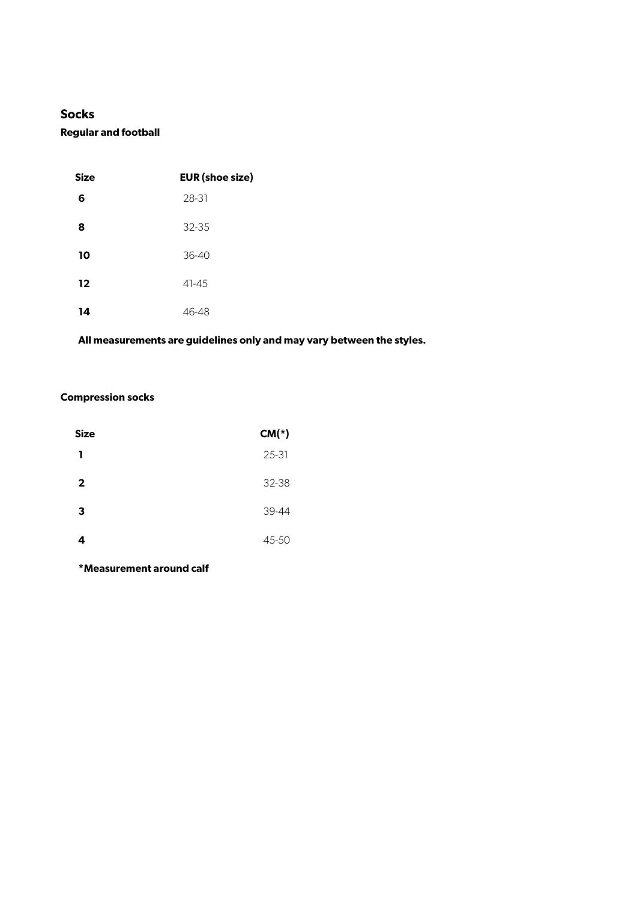## Socks

### Regular and football

| Size | EUR (shoe size) |
| --- | --- |
| **6** | 28-31 |
| **8** | 32-35 |
| **10** | 36-40 |
| **12** | 41-45 |
| **14** | 46-48 |

**All measurements are guidelines only and may vary between the styles.**

### Compression socks

| Size | CM(*) |
| --- | --- |
| **1** | 25-31 |
| **2** | 32-38 |
| **3** | 39-44 |
| **4** | 45-50 |

**\*Measurement around calf**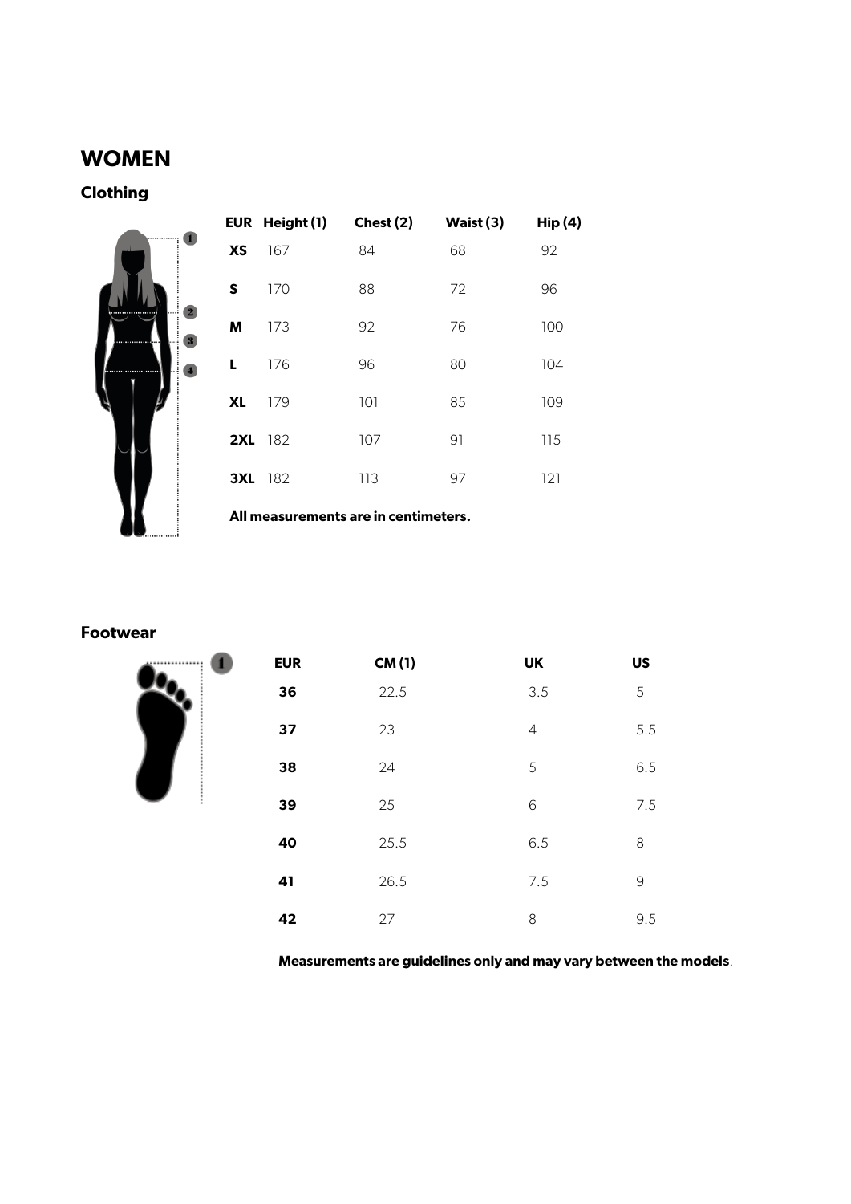# WOMEN

## Clothing

| EUR | Height (1) | Chest (2) | Waist (3) | Hip (4) |
|---|---|---|---|---|
| **XS** | 167 | 84 | 68 | 92 |
| **S** | 170 | 88 | 72 | 96 |
| **M** | 173 | 92 | 76 | 100 |
| **L** | 176 | 96 | 80 | 104 |
| **XL** | 179 | 101 | 85 | 109 |
| **2XL** | 182 | 107 | 91 | 115 |
| **3XL** | 182 | 113 | 97 | 121 |

**All measurements are in centimeters.**

## Footwear

| EUR | CM (1) | UK | US |
|---|---|---|---|
| **36** | 22.5 | 3.5 | 5 |
| **37** | 23 | 4 | 5.5 |
| **38** | 24 | 5 | 6.5 |
| **39** | 25 | 6 | 7.5 |
| **40** | 25.5 | 6.5 | 8 |
| **41** | 26.5 | 7.5 | 9 |
| **42** | 27 | 8 | 9.5 |

**Measurements are guidelines only and may vary between the models**.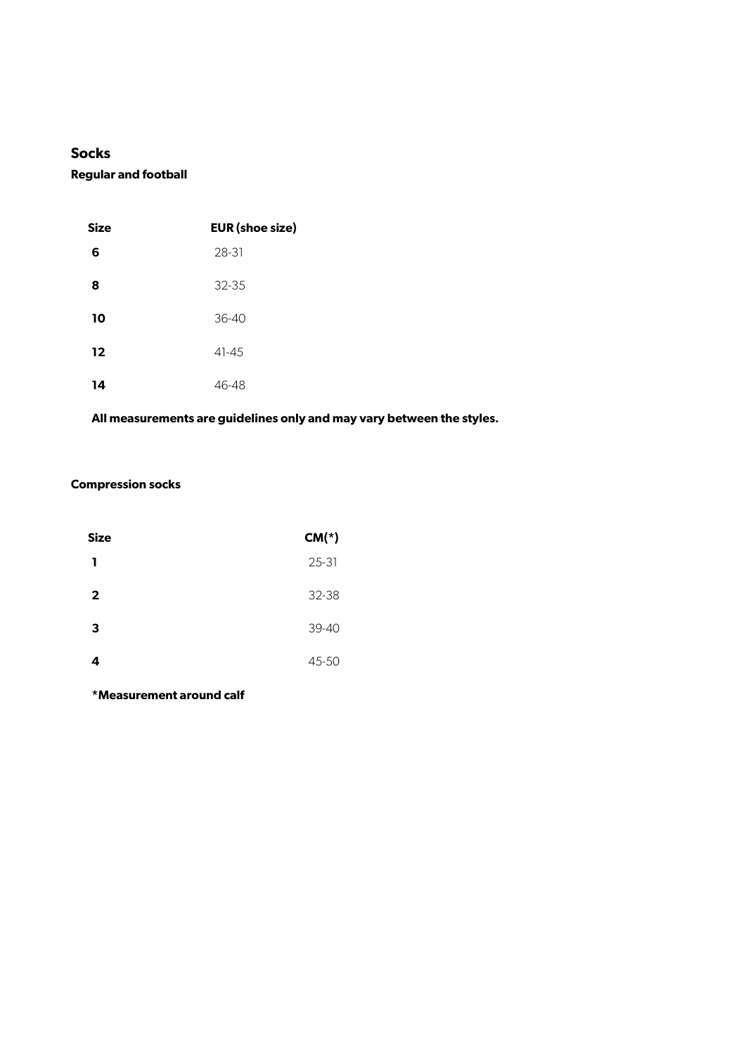## Socks

### Regular and football

| Size | EUR (shoe size) |
| --- | --- |
| **6** | 28-31 |
| **8** | 32-35 |
| **10** | 36-40 |
| **12** | 41-45 |
| **14** | 46-48 |

**All measurements are guidelines only and may vary between the styles.**

### Compression socks

| Size | CM(*) |
| --- | --- |
| **1** | 25-31 |
| **2** | 32-38 |
| **3** | 39-40 |
| **4** | 45-50 |

**\*Measurement around calf**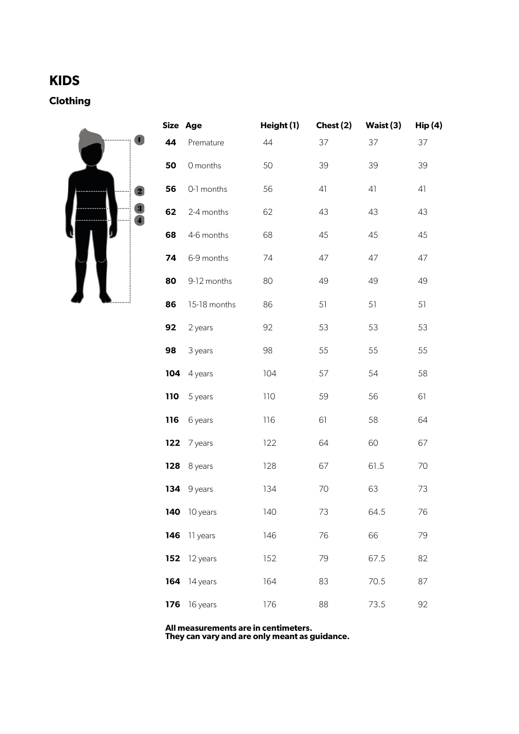# KIDS

## Clothing

| Size | Age | Height (1) | Chest (2) | Waist (3) | Hip (4) |
|---|---|---|---|---|---|
| **44** | Premature | 44 | 37 | 37 | 37 |
| **50** | 0 months | 50 | 39 | 39 | 39 |
| **56** | 0-1 months | 56 | 41 | 41 | 41 |
| **62** | 2-4 months | 62 | 43 | 43 | 43 |
| **68** | 4-6 months | 68 | 45 | 45 | 45 |
| **74** | 6-9 months | 74 | 47 | 47 | 47 |
| **80** | 9-12 months | 80 | 49 | 49 | 49 |
| **86** | 15-18 months | 86 | 51 | 51 | 51 |
| **92** | 2 years | 92 | 53 | 53 | 53 |
| **98** | 3 years | 98 | 55 | 55 | 55 |
| **104** | 4 years | 104 | 57 | 54 | 58 |
| **110** | 5 years | 110 | 59 | 56 | 61 |
| **116** | 6 years | 116 | 61 | 58 | 64 |
| **122** | 7 years | 122 | 64 | 60 | 67 |
| **128** | 8 years | 128 | 67 | 61.5 | 70 |
| **134** | 9 years | 134 | 70 | 63 | 73 |
| **140** | 10 years | 140 | 73 | 64.5 | 76 |
| **146** | 11 years | 146 | 76 | 66 | 79 |
| **152** | 12 years | 152 | 79 | 67.5 | 82 |
| **164** | 14 years | 164 | 83 | 70.5 | 87 |
| **176** | 16 years | 176 | 88 | 73.5 | 92 |

**All measurements are in centimeters.**
**They can vary and are only meant as guidance.**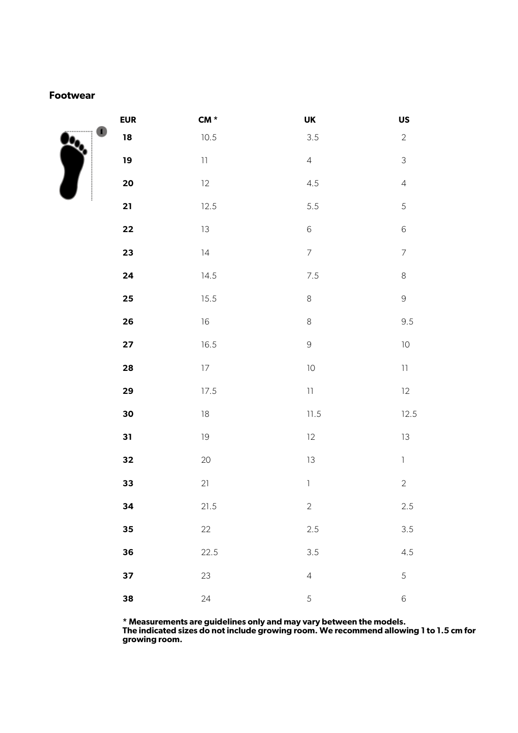## Footwear

| EUR | CM * | UK | US |
|---|---|---|---|
| **18** | 10.5 | 3.5 | 2 |
| **19** | 11 | 4 | 3 |
| **20** | 12 | 4.5 | 4 |
| **21** | 12.5 | 5.5 | 5 |
| **22** | 13 | 6 | 6 |
| **23** | 14 | 7 | 7 |
| **24** | 14.5 | 7.5 | 8 |
| **25** | 15.5 | 8 | 9 |
| **26** | 16 | 8 | 9.5 |
| **27** | 16.5 | 9 | 10 |
| **28** | 17 | 10 | 11 |
| **29** | 17.5 | 11 | 12 |
| **30** | 18 | 11.5 | 12.5 |
| **31** | 19 | 12 | 13 |
| **32** | 20 | 13 | 1 |
| **33** | 21 | 1 | 2 |
| **34** | 21.5 | 2 | 2.5 |
| **35** | 22 | 2.5 | 3.5 |
| **36** | 22.5 | 3.5 | 4.5 |
| **37** | 23 | 4 | 5 |
| **38** | 24 | 5 | 6 |

**\* Measurements are guidelines only and may vary between the models.**
**The indicated sizes do not include growing room. We recommend allowing 1 to 1.5 cm for growing room.**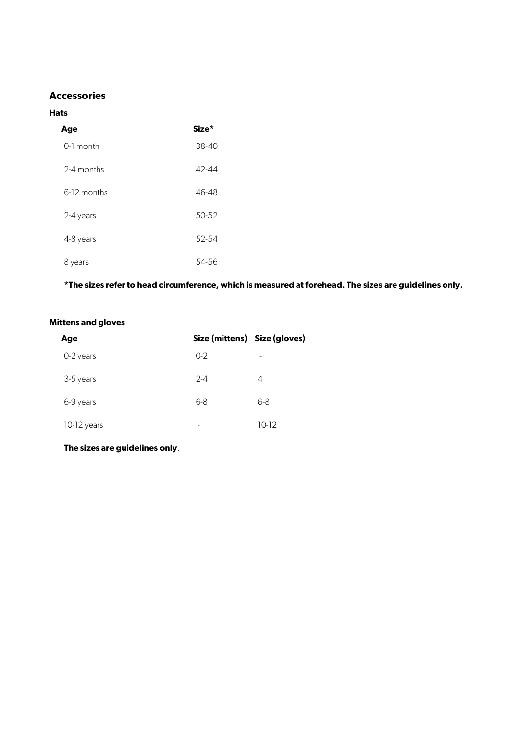## Accessories

### Hats

| Age | Size* |
|---|---|
| 0-1 month | 38-40 |
| 2-4 months | 42-44 |
| 6-12 months | 46-48 |
| 2-4 years | 50-52 |
| 4-8 years | 52-54 |
| 8 years | 54-56 |

**\*The sizes refer to head circumference, which is measured at forehead. The sizes are guidelines only.**

### Mittens and gloves

| Age | Size (mittens) | Size (gloves) |
|---|---|---|
| 0-2 years | 0-2 | - |
| 3-5 years | 2-4 | 4 |
| 6-9 years | 6-8 | 6-8 |
| 10-12 years | - | 10-12 |

**The sizes are guidelines only**.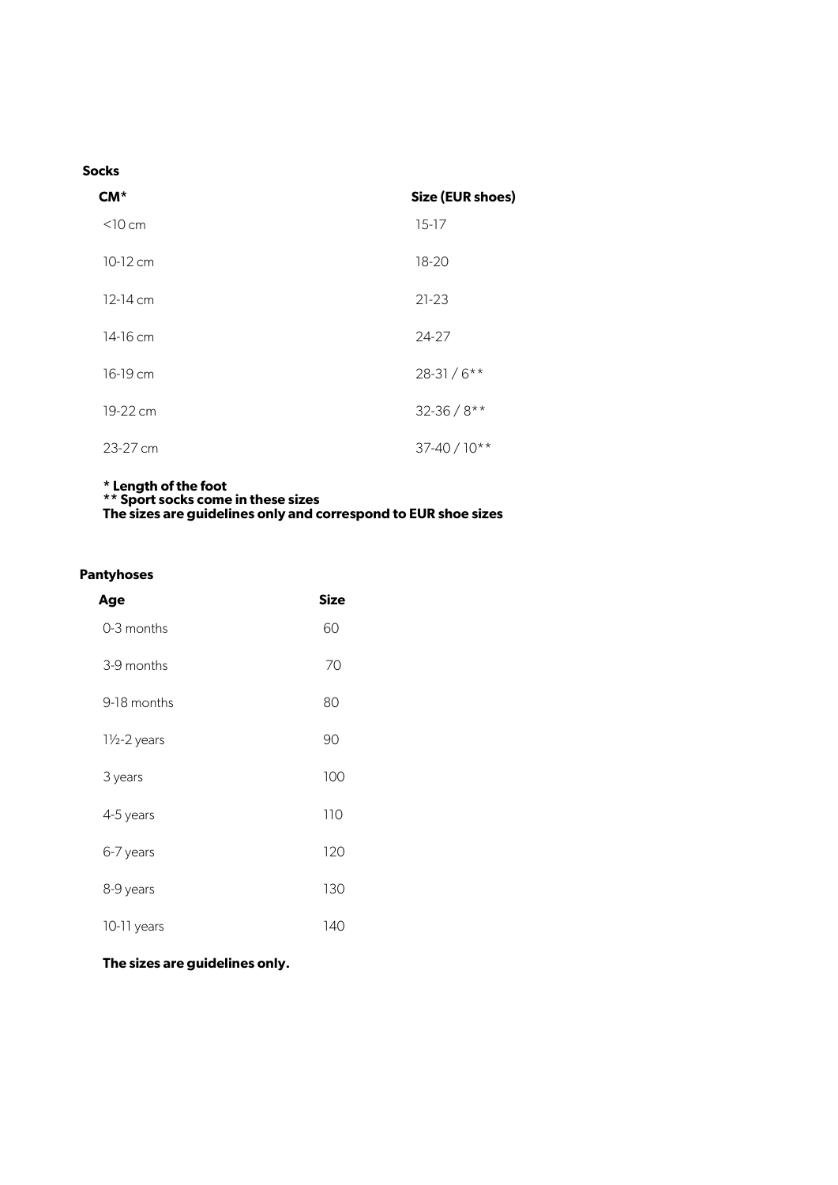**Socks**

| CM* | Size (EUR shoes) |
|---|---|
| <10 cm | 15-17 |
| 10-12 cm | 18-20 |
| 12-14 cm | 21-23 |
| 14-16 cm | 24-27 |
| 16-19 cm | 28-31 / 6** |
| 19-22 cm | 32-36 / 8** |
| 23-27 cm | 37-40 / 10** |

**\* Length of the foot**
**\*\* Sport socks come in these sizes**
**The sizes are guidelines only and correspond to EUR shoe sizes**

**Pantyhoses**

| Age | Size |
|---|---|
| 0-3 months | 60 |
| 3-9 months | 70 |
| 9-18 months | 80 |
| 1½-2 years | 90 |
| 3 years | 100 |
| 4-5 years | 110 |
| 6-7 years | 120 |
| 8-9 years | 130 |
| 10-11 years | 140 |

**The sizes are guidelines only.**